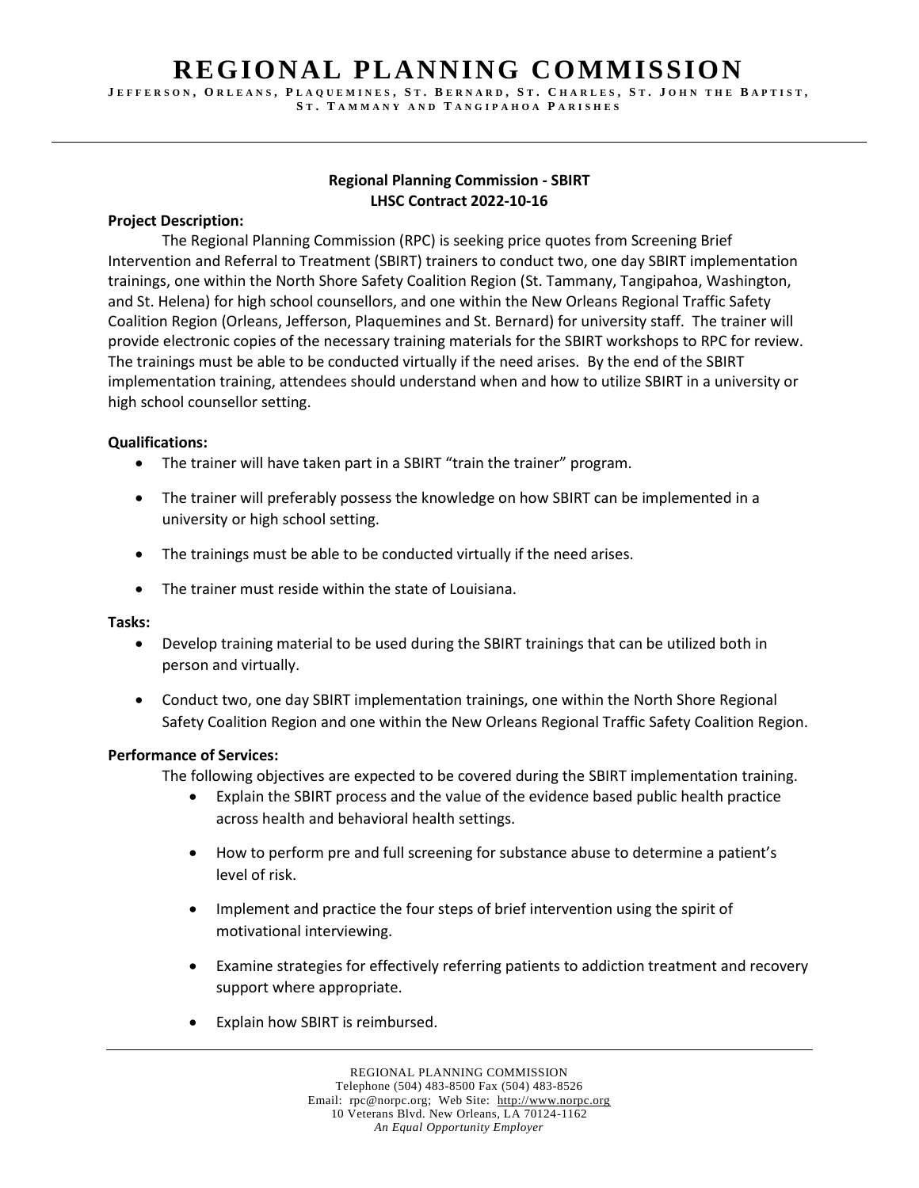# REGIONAL PLANNING COMMISSION

JEFFERSON, ORLEANS, PLAQUEMINES, ST. BERNARD, ST. CHARLES, ST. JOHN THE BAPTIST, ST. TAMMANY AND TANGIPAHOA PARISHES

---

**Regional Planning Commission - SBIRT**
**LHSC Contract 2022-10-16**

**Project Description:**

The Regional Planning Commission (RPC) is seeking price quotes from Screening Brief Intervention and Referral to Treatment (SBIRT) trainers to conduct two, one day SBIRT implementation trainings, one within the North Shore Safety Coalition Region (St. Tammany, Tangipahoa, Washington, and St. Helena) for high school counsellors, and one within the New Orleans Regional Traffic Safety Coalition Region (Orleans, Jefferson, Plaquemines and St. Bernard) for university staff. The trainer will provide electronic copies of the necessary training materials for the SBIRT workshops to RPC for review. The trainings must be able to be conducted virtually if the need arises. By the end of the SBIRT implementation training, attendees should understand when and how to utilize SBIRT in a university or high school counsellor setting.

**Qualifications:**

- The trainer will have taken part in a SBIRT "train the trainer" program.
- The trainer will preferably possess the knowledge on how SBIRT can be implemented in a university or high school setting.
- The trainings must be able to be conducted virtually if the need arises.
- The trainer must reside within the state of Louisiana.

**Tasks:**

- Develop training material to be used during the SBIRT trainings that can be utilized both in person and virtually.
- Conduct two, one day SBIRT implementation trainings, one within the North Shore Regional Safety Coalition Region and one within the New Orleans Regional Traffic Safety Coalition Region.

**Performance of Services:**

The following objectives are expected to be covered during the SBIRT implementation training.

- Explain the SBIRT process and the value of the evidence based public health practice across health and behavioral health settings.
- How to perform pre and full screening for substance abuse to determine a patient's level of risk.
- Implement and practice the four steps of brief intervention using the spirit of motivational interviewing.
- Examine strategies for effectively referring patients to addiction treatment and recovery support where appropriate.
- Explain how SBIRT is reimbursed.

---

REGIONAL PLANNING COMMISSION
Telephone (504) 483-8500 Fax (504) 483-8526
Email: rpc@norpc.org; Web Site: http://www.norpc.org
10 Veterans Blvd. New Orleans, LA 70124-1162
*An Equal Opportunity Employer*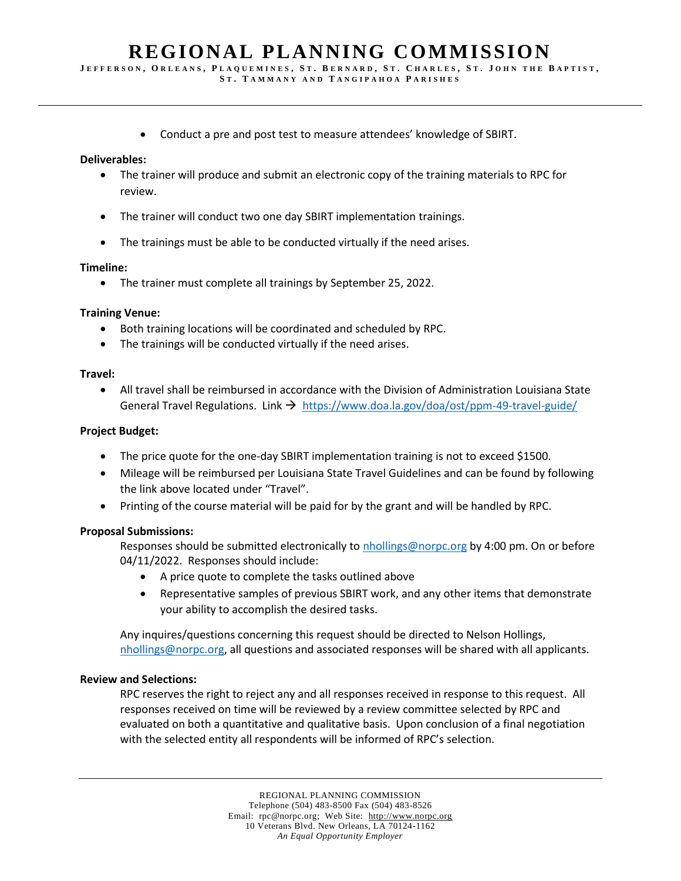- Conduct a pre and post test to measure attendees' knowledge of SBIRT.

**Deliverables:**

- The trainer will produce and submit an electronic copy of the training materials to RPC for review.
- The trainer will conduct two one day SBIRT implementation trainings.
- The trainings must be able to be conducted virtually if the need arises.

**Timeline:**

- The trainer must complete all trainings by September 25, 2022.

**Training Venue:**

- Both training locations will be coordinated and scheduled by RPC.
- The trainings will be conducted virtually if the need arises.

**Travel:**

- All travel shall be reimbursed in accordance with the Division of Administration Louisiana State General Travel Regulations. Link → https://www.doa.la.gov/doa/ost/ppm-49-travel-guide/

**Project Budget:**

- The price quote for the one-day SBIRT implementation training is not to exceed $1500.
- Mileage will be reimbursed per Louisiana State Travel Guidelines and can be found by following the link above located under "Travel".
- Printing of the course material will be paid for by the grant and will be handled by RPC.

**Proposal Submissions:**

Responses should be submitted electronically to nhollings@norpc.org by 4:00 pm. On or before 04/11/2022. Responses should include:

- A price quote to complete the tasks outlined above
- Representative samples of previous SBIRT work, and any other items that demonstrate your ability to accomplish the desired tasks.

Any inquires/questions concerning this request should be directed to Nelson Hollings, nhollings@norpc.org, all questions and associated responses will be shared with all applicants.

**Review and Selections:**

RPC reserves the right to reject any and all responses received in response to this request. All responses received on time will be reviewed by a review committee selected by RPC and evaluated on both a quantitative and qualitative basis. Upon conclusion of a final negotiation with the selected entity all respondents will be informed of RPC's selection.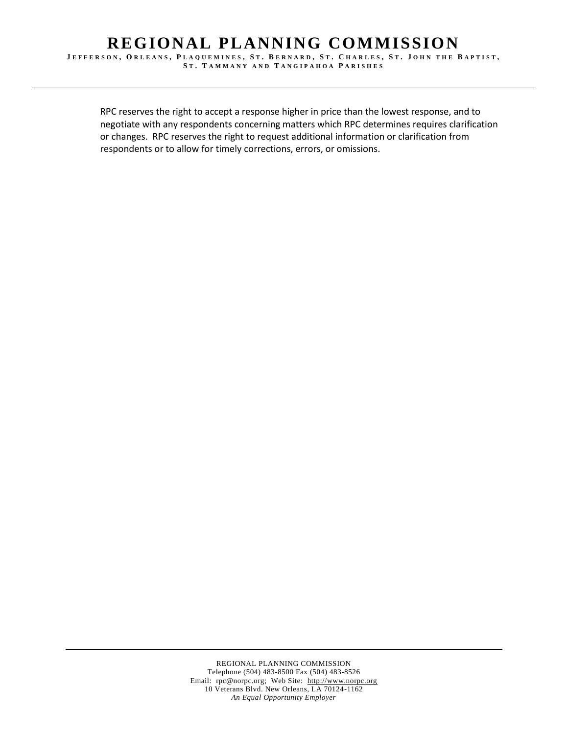RPC reserves the right to accept a response higher in price than the lowest response, and to negotiate with any respondents concerning matters which RPC determines requires clarification or changes. RPC reserves the right to request additional information or clarification from respondents or to allow for timely corrections, errors, or omissions.